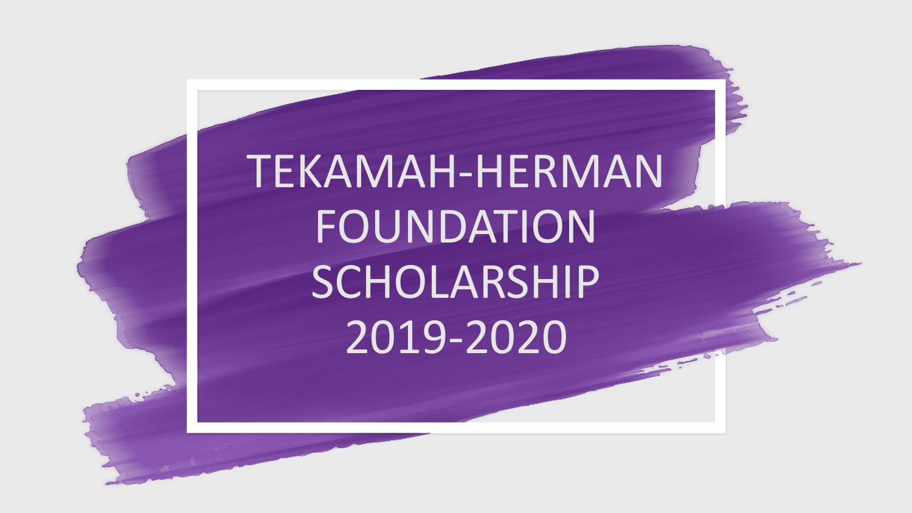# TEKAMAH-HERMAN FOUNDATION SCHOLARSHIP 2019-2020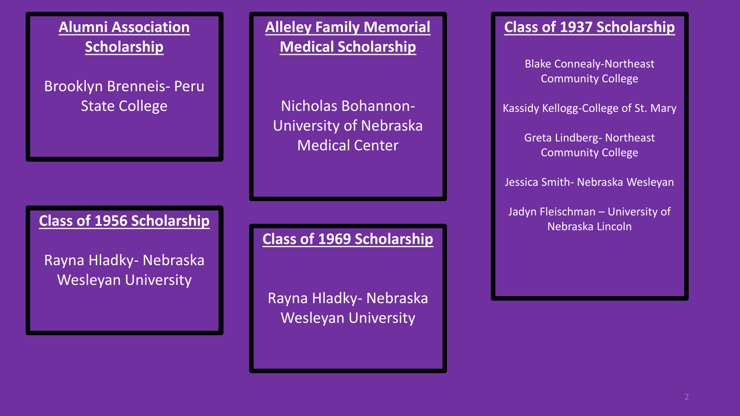## Alumni Association Scholarship

Brooklyn Brenneis- Peru State College

## Class of 1956 Scholarship

Rayna Hladky- Nebraska Wesleyan University

## Alleley Family Memorial Medical Scholarship

Nicholas Bohannon- University of Nebraska Medical Center

## Class of 1969 Scholarship

Rayna Hladky- Nebraska Wesleyan University

## Class of 1937 Scholarship

Blake Connealy-Northeast Community College

Kassidy Kellogg-College of St. Mary

Greta Lindberg- Northeast Community College

Jessica Smith- Nebraska Wesleyan

Jadyn Fleischman – University of Nebraska Lincoln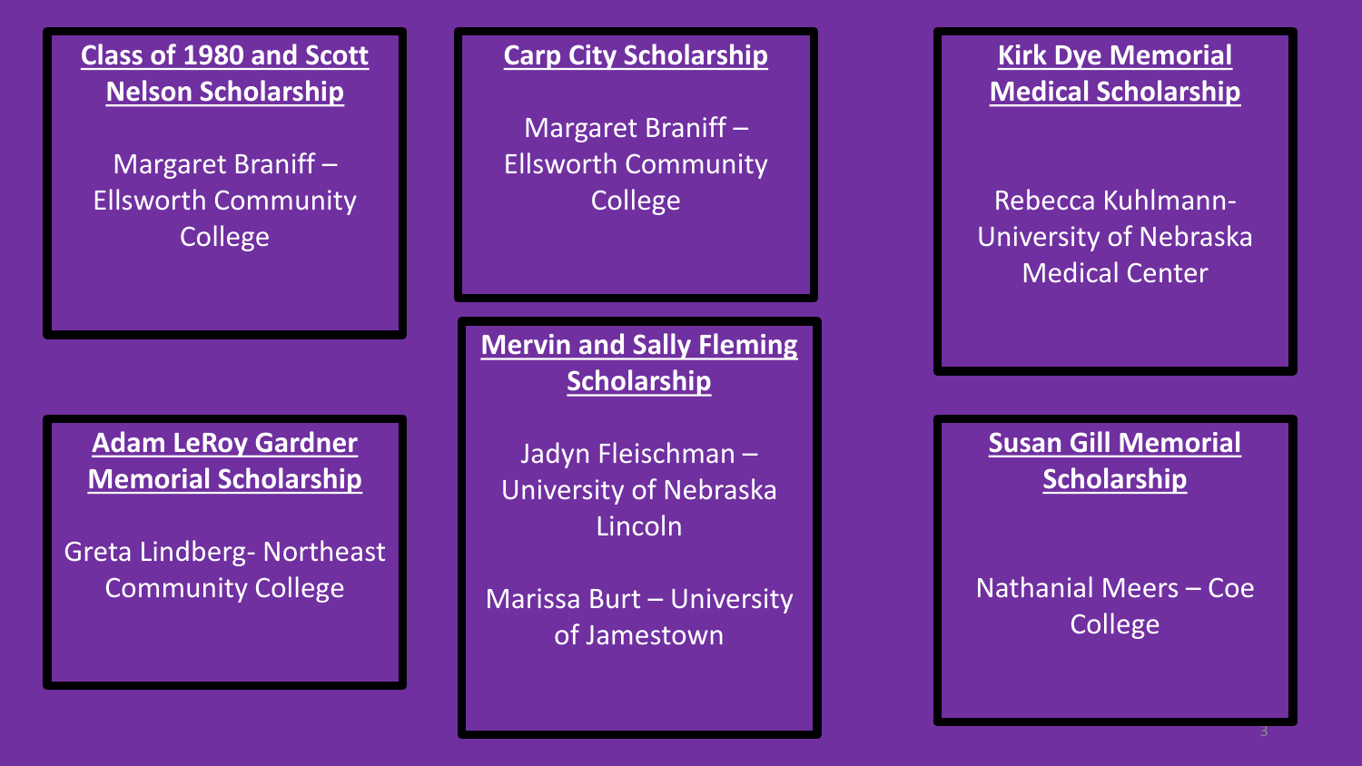**Class of 1980 and Scott Nelson Scholarship**

Margaret Braniff – Ellsworth Community College

**Carp City Scholarship**

Margaret Braniff – Ellsworth Community College

**Kirk Dye Memorial Medical Scholarship**

Rebecca Kuhlmann- University of Nebraska Medical Center

**Adam LeRoy Gardner Memorial Scholarship**

Greta Lindberg- Northeast Community College

**Mervin and Sally Fleming Scholarship**

Jadyn Fleischman – University of Nebraska Lincoln

Marissa Burt – University of Jamestown

**Susan Gill Memorial Scholarship**

Nathanial Meers – Coe College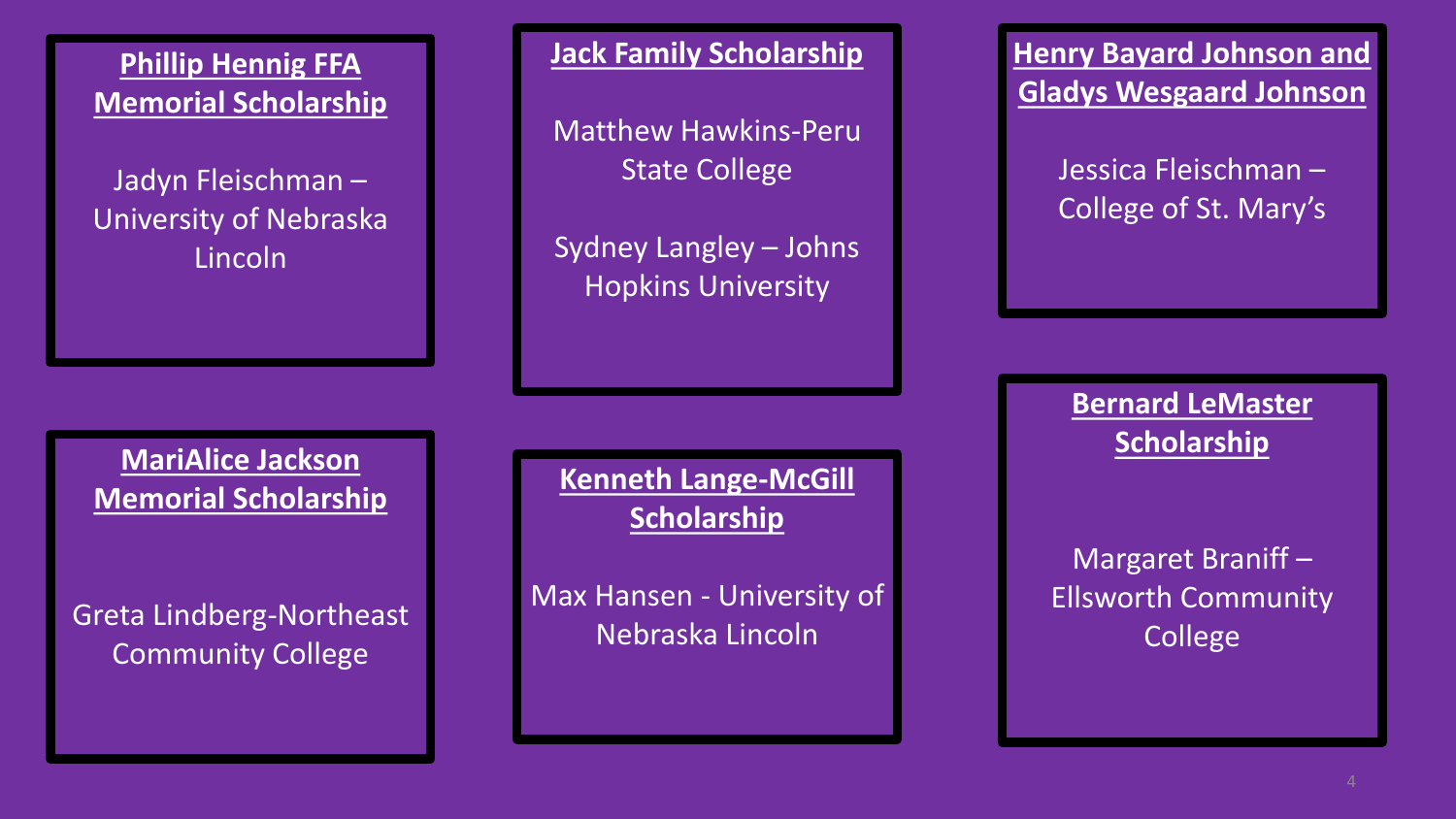**Phillip Hennig FFA Memorial Scholarship**

Jadyn Fleischman – University of Nebraska Lincoln

**Jack Family Scholarship**

Matthew Hawkins-Peru State College

Sydney Langley – Johns Hopkins University

**Henry Bayard Johnson and Gladys Wesgaard Johnson**

Jessica Fleischman – College of St. Mary's

**MariAlice Jackson Memorial Scholarship**

Greta Lindberg-Northeast Community College

**Kenneth Lange-McGill Scholarship**

Max Hansen - University of Nebraska Lincoln

**Bernard LeMaster Scholarship**

Margaret Braniff – Ellsworth Community College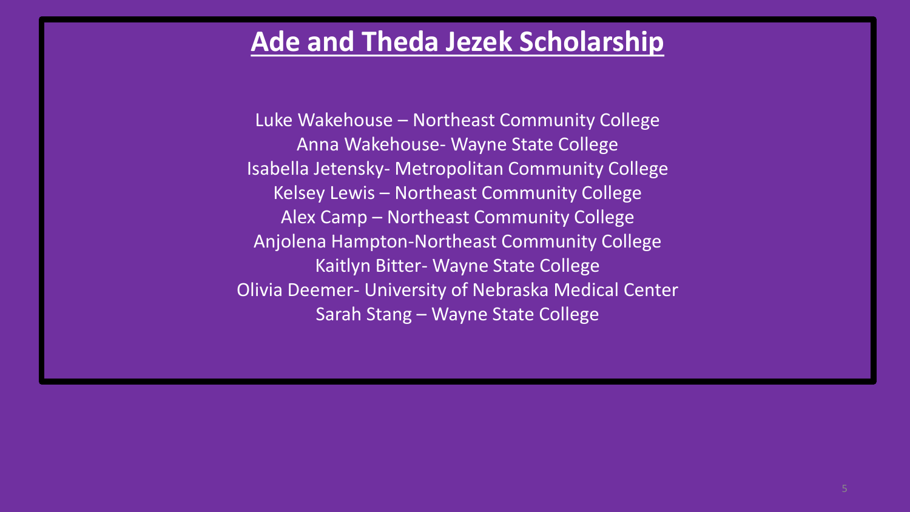# Ade and Theda Jezek Scholarship

Luke Wakehouse – Northeast Community College
Anna Wakehouse- Wayne State College
Isabella Jetensky- Metropolitan Community College
Kelsey Lewis – Northeast Community College
Alex Camp – Northeast Community College
Anjolena Hampton-Northeast Community College
Kaitlyn Bitter- Wayne State College
Olivia Deemer- University of Nebraska Medical Center
Sarah Stang – Wayne State College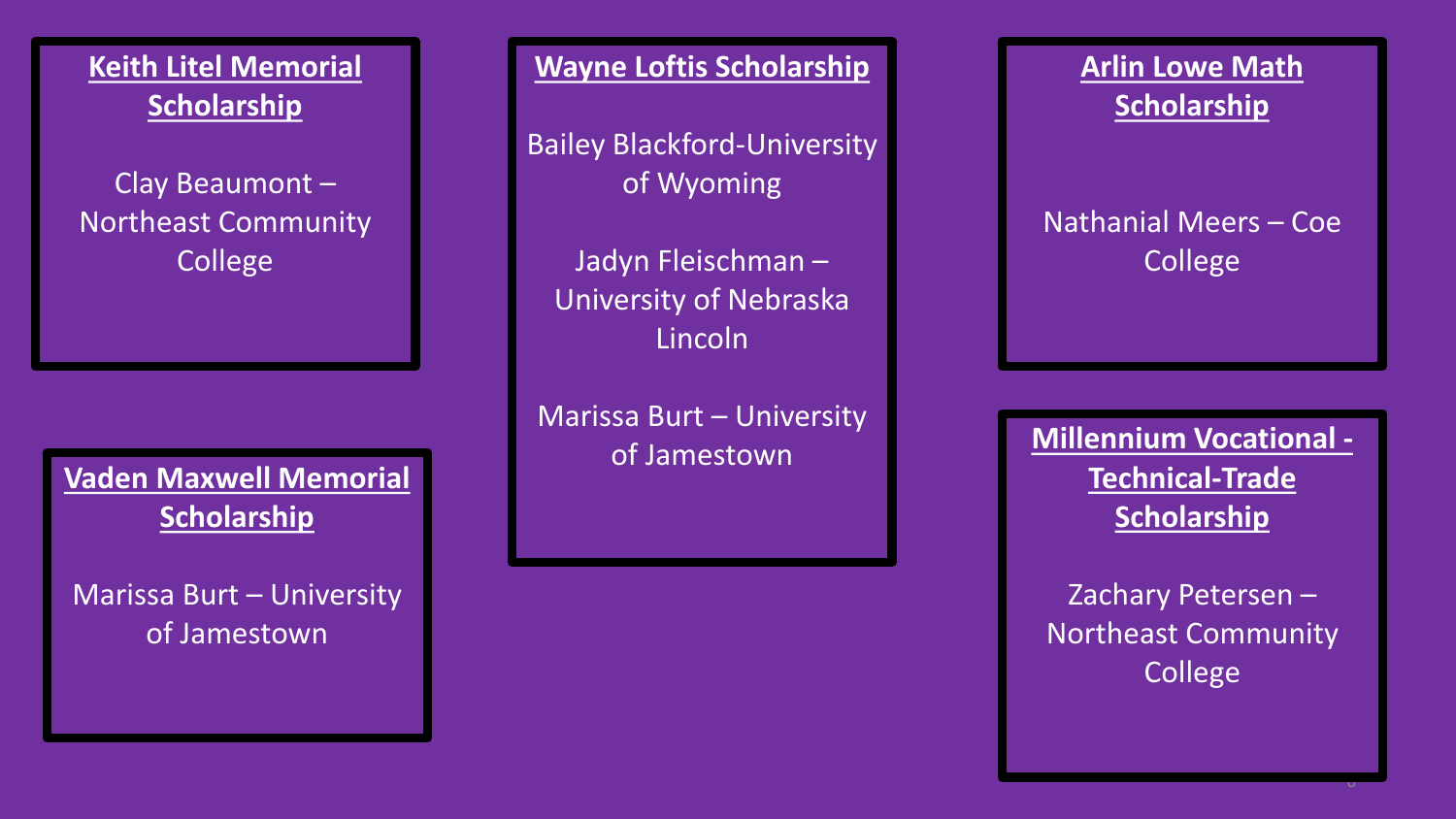**Keith Litel Memorial Scholarship**

Clay Beaumont – Northeast Community College

**Vaden Maxwell Memorial Scholarship**

Marissa Burt – University of Jamestown

**Wayne Loftis Scholarship**

Bailey Blackford-University of Wyoming

Jadyn Fleischman – University of Nebraska Lincoln

Marissa Burt – University of Jamestown

**Arlin Lowe Math Scholarship**

Nathanial Meers – Coe College

**Millennium Vocational - Technical-Trade Scholarship**

Zachary Petersen – Northeast Community College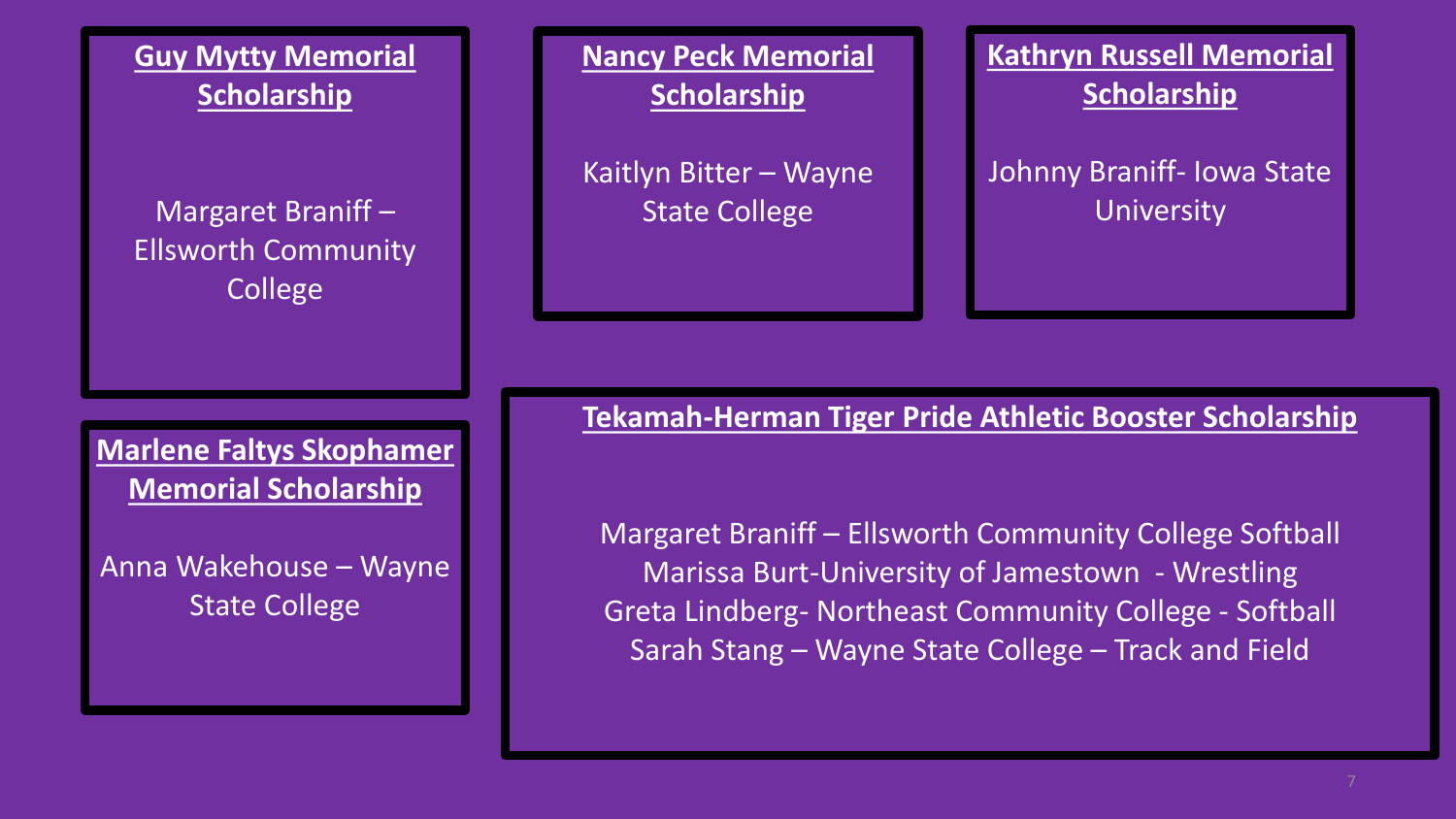## Guy Mytty Memorial Scholarship

Margaret Braniff – Ellsworth Community College

## Nancy Peck Memorial Scholarship

Kaitlyn Bitter – Wayne State College

## Kathryn Russell Memorial Scholarship

Johnny Braniff- Iowa State University

## Marlene Faltys Skophamer Memorial Scholarship

Anna Wakehouse – Wayne State College

## Tekamah-Herman Tiger Pride Athletic Booster Scholarship

Margaret Braniff – Ellsworth Community College Softball
Marissa Burt-University of Jamestown - Wrestling
Greta Lindberg- Northeast Community College - Softball
Sarah Stang – Wayne State College – Track and Field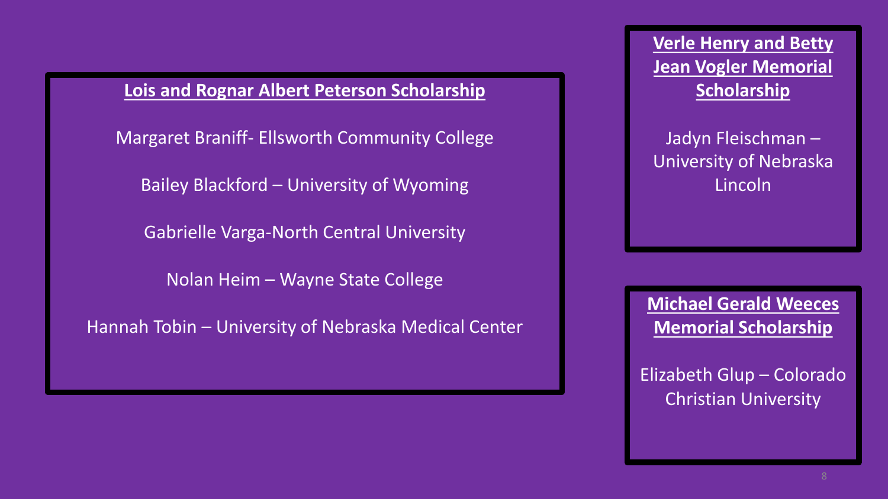### Lois and Rognar Albert Peterson Scholarship

Margaret Braniff- Ellsworth Community College

Bailey Blackford – University of Wyoming

Gabrielle Varga-North Central University

Nolan Heim – Wayne State College

Hannah Tobin – University of Nebraska Medical Center

### Verle Henry and Betty Jean Vogler Memorial Scholarship

Jadyn Fleischman – University of Nebraska Lincoln

### Michael Gerald Weeces Memorial Scholarship

Elizabeth Glup – Colorado Christian University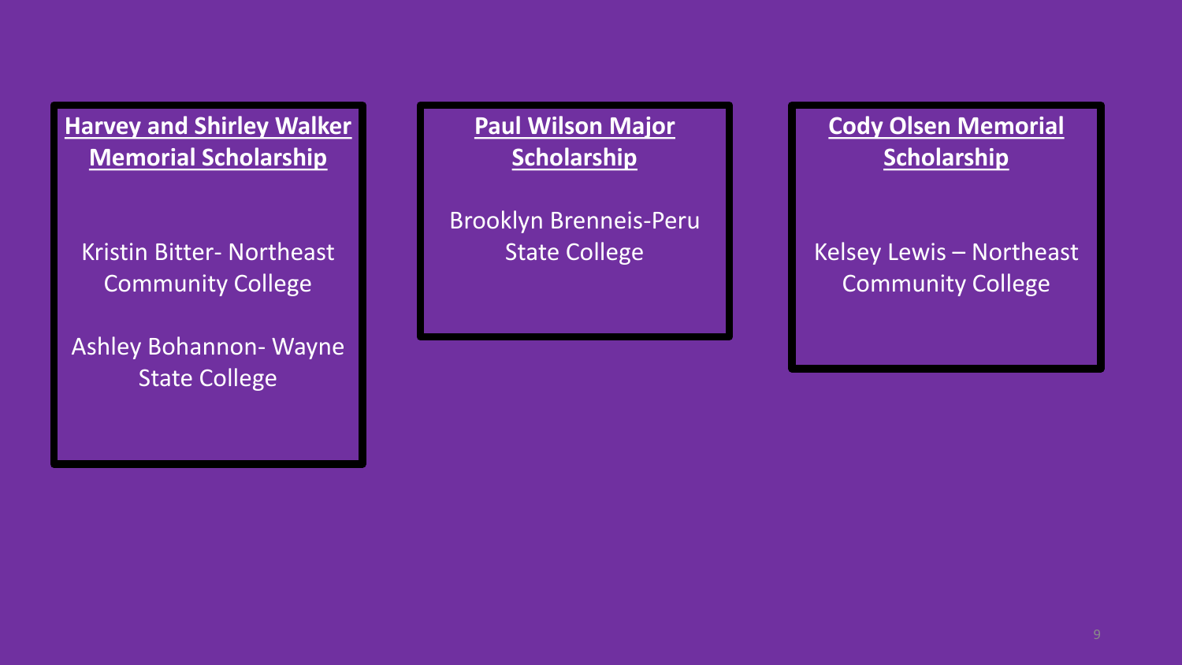**Harvey and Shirley Walker Memorial Scholarship**

Kristin Bitter- Northeast Community College

Ashley Bohannon- Wayne State College

**Paul Wilson Major Scholarship**

Brooklyn Brenneis-Peru State College

**Cody Olsen Memorial Scholarship**

Kelsey Lewis – Northeast Community College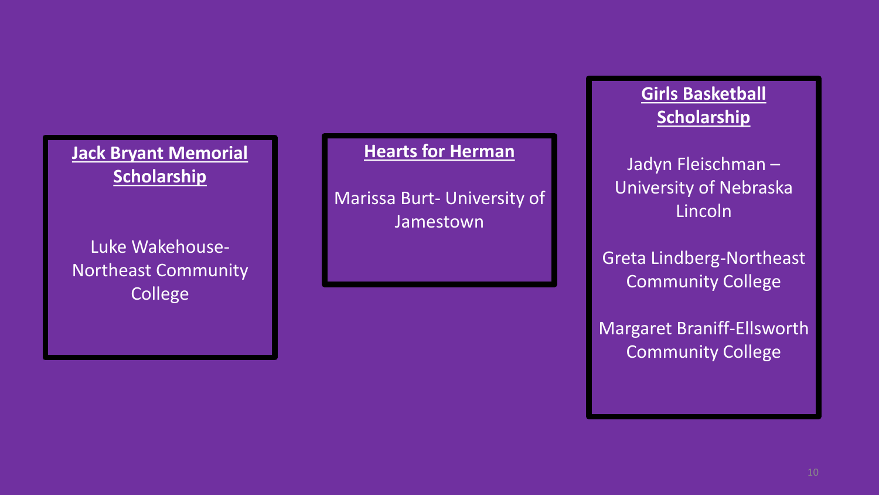**Jack Bryant Memorial Scholarship**

Luke Wakehouse- Northeast Community College

**Hearts for Herman**

Marissa Burt- University of Jamestown

**Girls Basketball Scholarship**

Jadyn Fleischman – University of Nebraska Lincoln

Greta Lindberg-Northeast Community College

Margaret Braniff-Ellsworth Community College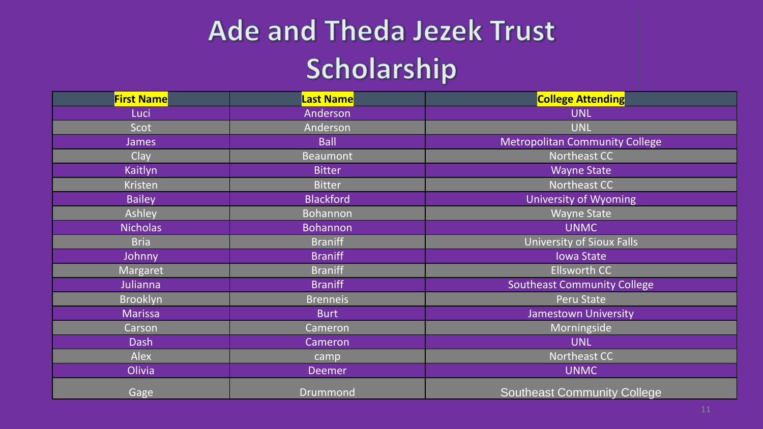# Ade and Theda Jezek Trust Scholarship

| First Name | Last Name | College Attending |
| --- | --- | --- |
| Luci | Anderson | UNL |
| Scot | Anderson | UNL |
| James | Ball | Metropolitan Community College |
| Clay | Beaumont | Northeast CC |
| Kaitlyn | Bitter | Wayne State |
| Kristen | Bitter | Northeast CC |
| Bailey | Blackford | University of Wyoming |
| Ashley | Bohannon | Wayne State |
| Nicholas | Bohannon | UNMC |
| Bria | Braniff | University of Sioux Falls |
| Johnny | Braniff | Iowa State |
| Margaret | Braniff | Ellsworth CC |
| Julianna | Braniff | Southeast Community College |
| Brooklyn | Brenneis | Peru State |
| Marissa | Burt | Jamestown University |
| Carson | Cameron | Morningside |
| Dash | Cameron | UNL |
| Alex | camp | Northeast CC |
| Olivia | Deemer | UNMC |
| Gage | Drummond | Southeast Community College |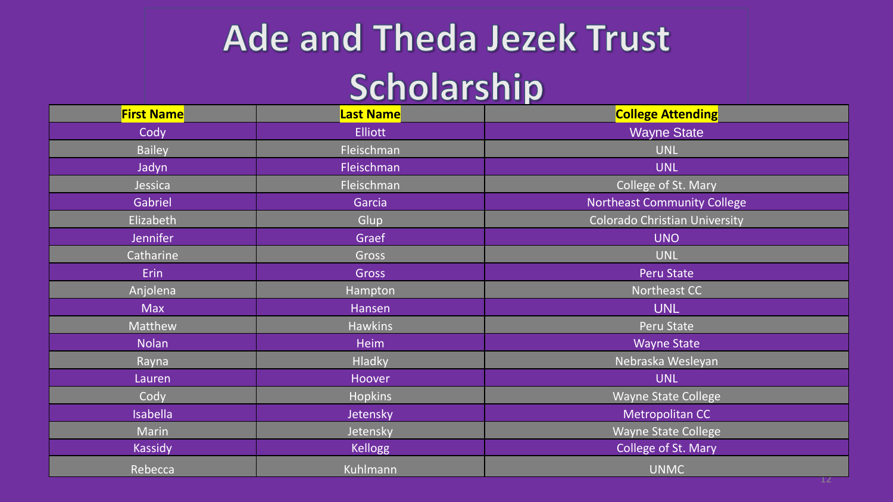# Ade and Theda Jezek Trust Scholarship

| First Name | Last Name | College Attending |
|---|---|---|
| Cody | Elliott | Wayne State |
| Bailey | Fleischman | UNL |
| Jadyn | Fleischman | UNL |
| Jessica | Fleischman | College of St. Mary |
| Gabriel | Garcia | Northeast Community College |
| Elizabeth | Glup | Colorado Christian University |
| Jennifer | Graef | UNO |
| Catharine | Gross | UNL |
| Erin | Gross | Peru State |
| Anjolena | Hampton | Northeast CC |
| Max | Hansen | UNL |
| Matthew | Hawkins | Peru State |
| Nolan | Heim | Wayne State |
| Rayna | Hladky | Nebraska Wesleyan |
| Lauren | Hoover | UNL |
| Cody | Hopkins | Wayne State College |
| Isabella | Jetensky | Metropolitan CC |
| Marin | Jetensky | Wayne State College |
| Kassidy | Kellogg | College of St. Mary |
| Rebecca | Kuhlmann | UNMC |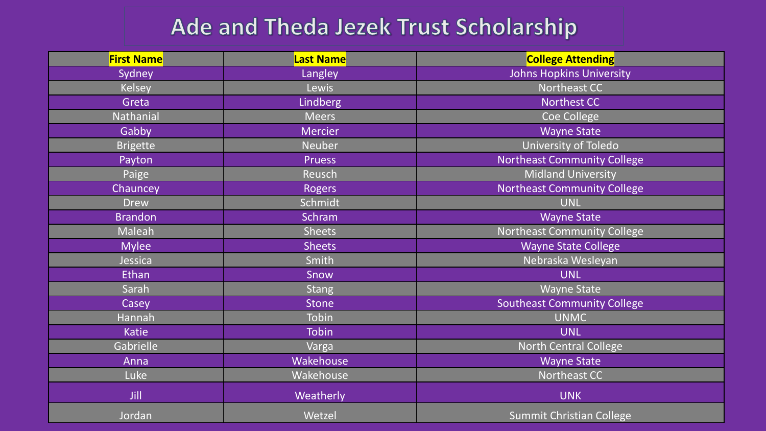# Ade and Theda Jezek Trust Scholarship

| First Name | Last Name | College Attending |
| --- | --- | --- |
| Sydney | Langley | Johns Hopkins University |
| Kelsey | Lewis | Northeast CC |
| Greta | Lindberg | Northest CC |
| Nathanial | Meers | Coe College |
| Gabby | Mercier | Wayne State |
| Brigette | Neuber | University of Toledo |
| Payton | Pruess | Northeast Community College |
| Paige | Reusch | Midland University |
| Chauncey | Rogers | Northeast Community College |
| Drew | Schmidt | UNL |
| Brandon | Schram | Wayne State |
| Maleah | Sheets | Northeast Community College |
| Mylee | Sheets | Wayne State College |
| Jessica | Smith | Nebraska Wesleyan |
| Ethan | Snow | UNL |
| Sarah | Stang | Wayne State |
| Casey | Stone | Southeast Community College |
| Hannah | Tobin | UNMC |
| Katie | Tobin | UNL |
| Gabrielle | Varga | North Central College |
| Anna | Wakehouse | Wayne State |
| Luke | Wakehouse | Northeast CC |
| Jill | Weatherly | UNK |
| Jordan | Wetzel | Summit Christian College |